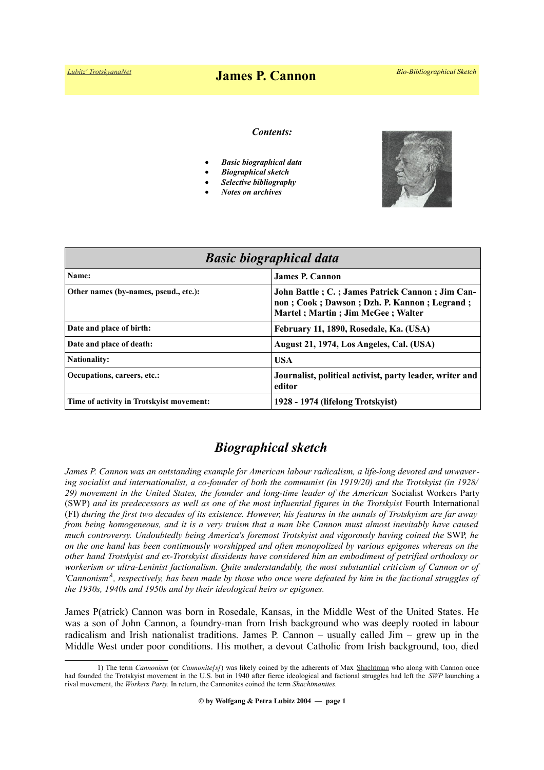Lubitz' TrotskyanaNet

# James P. Cannon

Bio-Bibliographical Sketch

***Contents:***

- ***Basic biographical data***
- ***Biographical sketch***
- ***Selective bibliography***
- ***Notes on archives***

| ***Basic biographical data*** | |
|---|---|
| **Name:** | **James P. Cannon** |
| **Other names (by-names, pseud., etc.):** | **John Battle ; C. ; James Patrick Cannon ; Jim Cannon ; Cook ; Dawson ; Dzh. P. Kannon ; Legrand ; Martel ; Martin ; Jim McGee ; Walter** |
| **Date and place of birth:** | **February 11, 1890, Rosedale, Ka. (USA)** |
| **Date and place of death:** | **August 21, 1974, Los Angeles, Cal. (USA)** |
| **Nationality:** | **USA** |
| **Occupations, careers, etc.:** | **Journalist, political activist, party leader, writer and editor** |
| **Time of activity in Trotskyist movement:** | **1928 - 1974 (lifelong Trotskyist)** |

## *Biographical sketch*

*James P. Cannon was an outstanding example for American labour radicalism, a life-long devoted and unwavering socialist and internationalist, a co-founder of both the communist (in 1919/20) and the Trotskyist (in 1928/29) movement in the United States, the founder and long-time leader of the American* Socialist Workers Party (SWP) *and its predecessors as well as one of the most influential figures in the Trotskyist* Fourth International (FI) *during the first two decades of its existence. However, his features in the annals of Trotskyism are far away from being homogeneous, and it is a very truism that a man like Cannon must almost inevitably have caused much controversy. Undoubtedly being America's foremost Trotskyist and vigorously having coined the* SWP*, he on the one hand has been continuously worshipped and often monopolized by various epigones whereas on the other hand Trotskyist and ex-Trotskyist dissidents have considered him an embodiment of petrified orthodoxy or workerism or ultra-Leninist factionalism. Quite understandably, the most substantial criticism of Cannon or of 'Cannonism'*[1]*, respectively, has been made by those who once were defeated by him in the factional struggles of the 1930s, 1940s and 1950s and by their ideological heirs or epigones.*

James P(atrick) Cannon was born in Rosedale, Kansas, in the Middle West of the United States. He was a son of John Cannon, a foundry-man from Irish background who was deeply rooted in labour radicalism and Irish nationalist traditions. James P. Cannon – usually called Jim – grew up in the Middle West under poor conditions. His mother, a devout Catholic from Irish background, too, died

1) The term *Cannonism* (or *Cannonite[s]*) was likely coined by the adherents of Max Shachtman who along with Cannon once had founded the Trotskyist movement in the U.S. but in 1940 after fierce ideological and factional struggles had left the *SWP* launching a rival movement, the *Workers Party.* In return, the Cannonites coined the term *Shachtmanites.*

© by Wolfgang & Petra Lubitz 2004 — page 1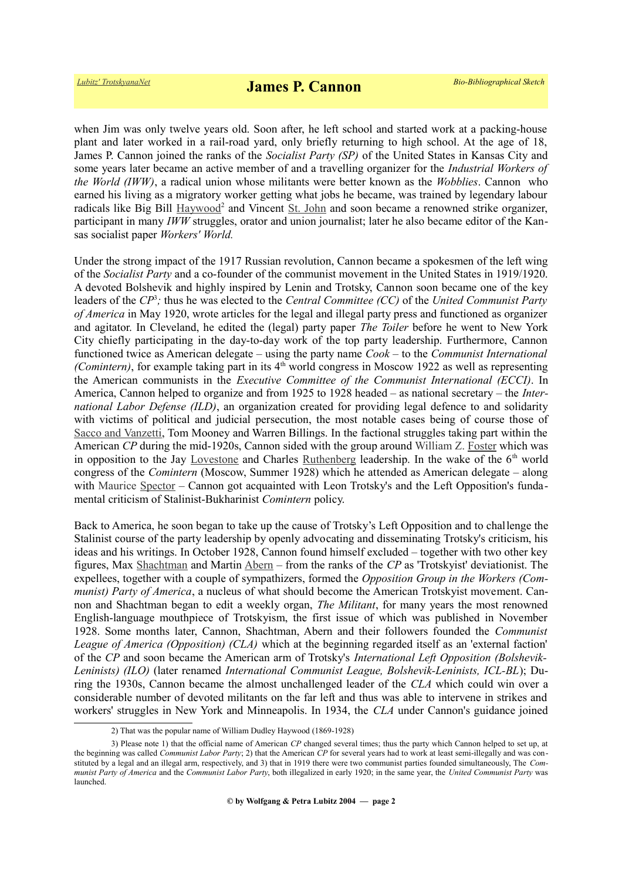when Jim was only twelve years old. Soon after, he left school and started work at a packing-house plant and later worked in a rail-road yard, only briefly returning to high school. At the age of 18, James P. Cannon joined the ranks of the *Socialist Party (SP)* of the United States in Kansas City and some years later became an active member of and a travelling organizer for the *Industrial Workers of the World (IWW)*, a radical union whose militants were better known as the *Wobblies*. Cannon who earned his living as a migratory worker getting what jobs he became, was trained by legendary labour radicals like Big Bill Haywood[2] and Vincent St. John and soon became a renowned strike organizer, participant in many *IWW* struggles, orator and union journalist; later he also became editor of the Kansas socialist paper *Workers' World.*

Under the strong impact of the 1917 Russian revolution, Cannon became a spokesmen of the left wing of the *Socialist Party* and a co-founder of the communist movement in the United States in 1919/1920. A devoted Bolshevik and highly inspired by Lenin and Trotsky, Cannon soon became one of the key leaders of the *CP*[3]*;* thus he was elected to the *Central Committee (CC)* of the *United Communist Party of America* in May 1920, wrote articles for the legal and illegal party press and functioned as organizer and agitator. In Cleveland, he edited the (legal) party paper *The Toiler* before he went to New York City chiefly participating in the day-to-day work of the top party leadership. Furthermore, Cannon functioned twice as American delegate – using the party name *Cook* – to the *Communist International (Comintern)*, for example taking part in its 4th world congress in Moscow 1922 as well as representing the American communists in the *Executive Committee of the Communist International (ECCI)*. In America, Cannon helped to organize and from 1925 to 1928 headed – as national secretary – the *International Labor Defense (ILD)*, an organization created for providing legal defence to and solidarity with victims of political and judicial persecution, the most notable cases being of course those of Sacco and Vanzetti, Tom Mooney and Warren Billings. In the factional struggles taking part within the American *CP* during the mid-1920s, Cannon sided with the group around William Z. Foster which was in opposition to the Jay Lovestone and Charles Ruthenberg leadership. In the wake of the 6th world congress of the *Comintern* (Moscow, Summer 1928) which he attended as American delegate – along with Maurice Spector – Cannon got acquainted with Leon Trotsky's and the Left Opposition's fundamental criticism of Stalinist-Bukharinist *Comintern* policy.

Back to America, he soon began to take up the cause of Trotsky's Left Opposition and to challenge the Stalinist course of the party leadership by openly advocating and disseminating Trotsky's criticism, his ideas and his writings. In October 1928, Cannon found himself excluded – together with two other key figures, Max Shachtman and Martin Abern – from the ranks of the *CP* as 'Trotskyist' deviationist. The expellees, together with a couple of sympathizers, formed the *Opposition Group in the Workers (Communist) Party of America*, a nucleus of what should become the American Trotskyist movement. Cannon and Shachtman began to edit a weekly organ, *The Militant*, for many years the most renowned English-language mouthpiece of Trotskyism, the first issue of which was published in November 1928. Some months later, Cannon, Shachtman, Abern and their followers founded the *Communist League of America (Opposition) (CLA)* which at the beginning regarded itself as an 'external faction' of the *CP* and soon became the American arm of Trotsky's *International Left Opposition (Bolshevik-Leninists) (ILO)* (later renamed *International Communist League, Bolshevik-Leninists, ICL-BL*); During the 1930s, Cannon became the almost unchallenged leader of the *CLA* which could win over a considerable number of devoted militants on the far left and thus was able to intervene in strikes and workers' struggles in New York and Minneapolis. In 1934, the *CLA* under Cannon's guidance joined

---

2) That was the popular name of William Dudley Haywood (1869-1928)

3) Please note 1) that the official name of American *CP* changed several times; thus the party which Cannon helped to set up, at the beginning was called *Communist Labor Party*; 2) that the American *CP* for several years had to work at least semi-illegally and was constituted by a legal and an illegal arm, respectively, and 3) that in 1919 there were two communist parties founded simultaneously, The *Communist Party of America* and the *Communist Labor Party*, both illegalized in early 1920; in the same year, the *United Communist Party* was launched.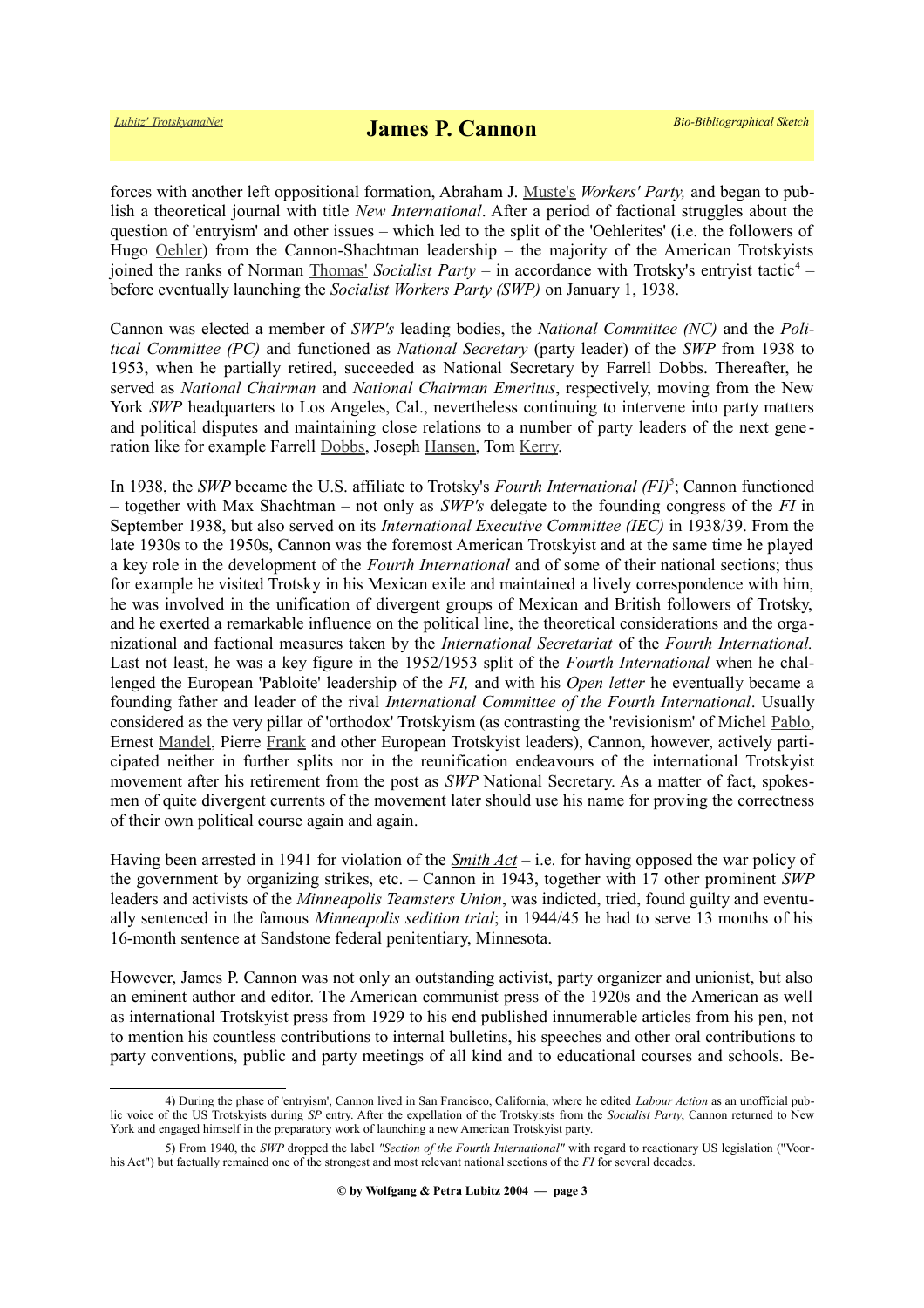forces with another left oppositional formation, Abraham J. Muste's *Workers' Party,* and began to publish a theoretical journal with title *New International*. After a period of factional struggles about the question of 'entryism' and other issues – which led to the split of the 'Oehlerites' (i.e. the followers of Hugo Oehler) from the Cannon-Shachtman leadership – the majority of the American Trotskyists joined the ranks of Norman Thomas' *Socialist Party* – in accordance with Trotsky's entryist tactic[4] – before eventually launching the *Socialist Workers Party (SWP)* on January 1, 1938.

Cannon was elected a member of *SWP's* leading bodies, the *National Committee (NC)* and the *Political Committee (PC)* and functioned as *National Secretary* (party leader) of the *SWP* from 1938 to 1953, when he partially retired, succeeded as National Secretary by Farrell Dobbs. Thereafter, he served as *National Chairman* and *National Chairman Emeritus*, respectively, moving from the New York *SWP* headquarters to Los Angeles, Cal., nevertheless continuing to intervene into party matters and political disputes and maintaining close relations to a number of party leaders of the next generation like for example Farrell Dobbs, Joseph Hansen, Tom Kerry.

In 1938, the *SWP* became the U.S. affiliate to Trotsky's *Fourth International (FI)*[5]; Cannon functioned – together with Max Shachtman – not only as *SWP's* delegate to the founding congress of the *FI* in September 1938, but also served on its *International Executive Committee (IEC)* in 1938/39. From the late 1930s to the 1950s, Cannon was the foremost American Trotskyist and at the same time he played a key role in the development of the *Fourth International* and of some of their national sections; thus for example he visited Trotsky in his Mexican exile and maintained a lively correspondence with him, he was involved in the unification of divergent groups of Mexican and British followers of Trotsky, and he exerted a remarkable influence on the political line, the theoretical considerations and the organizational and factional measures taken by the *International Secretariat* of the *Fourth International.* Last not least, he was a key figure in the 1952/1953 split of the *Fourth International* when he challenged the European 'Pabloite' leadership of the *FI,* and with his *Open letter* he eventually became a founding father and leader of the rival *International Committee of the Fourth International*. Usually considered as the very pillar of 'orthodox' Trotskyism (as contrasting the 'revisionism' of Michel Pablo, Ernest Mandel, Pierre Frank and other European Trotskyist leaders), Cannon, however, actively participated neither in further splits nor in the reunification endeavours of the international Trotskyist movement after his retirement from the post as *SWP* National Secretary. As a matter of fact, spokesmen of quite divergent currents of the movement later should use his name for proving the correctness of their own political course again and again.

Having been arrested in 1941 for violation of the ***Smith Act*** – i.e. for having opposed the war policy of the government by organizing strikes, etc. – Cannon in 1943, together with 17 other prominent *SWP* leaders and activists of the *Minneapolis Teamsters Union*, was indicted, tried, found guilty and eventually sentenced in the famous *Minneapolis sedition trial*; in 1944/45 he had to serve 13 months of his 16-month sentence at Sandstone federal penitentiary, Minnesota.

However, James P. Cannon was not only an outstanding activist, party organizer and unionist, but also an eminent author and editor. The American communist press of the 1920s and the American as well as international Trotskyist press from 1929 to his end published innumerable articles from his pen, not to mention his countless contributions to internal bulletins, his speeches and other oral contributions to party conventions, public and party meetings of all kind and to educational courses and schools. Be-

---

4) During the phase of 'entryism', Cannon lived in San Francisco, California, where he edited *Labour Action* as an unofficial public voice of the US Trotskyists during *SP* entry. After the expellation of the Trotskyists from the *Socialist Party*, Cannon returned to New York and engaged himself in the preparatory work of launching a new American Trotskyist party.

5) From 1940, the *SWP* dropped the label *"Section of the Fourth International"* with regard to reactionary US legislation ("Voorhis Act") but factually remained one of the strongest and most relevant national sections of the *FI* for several decades.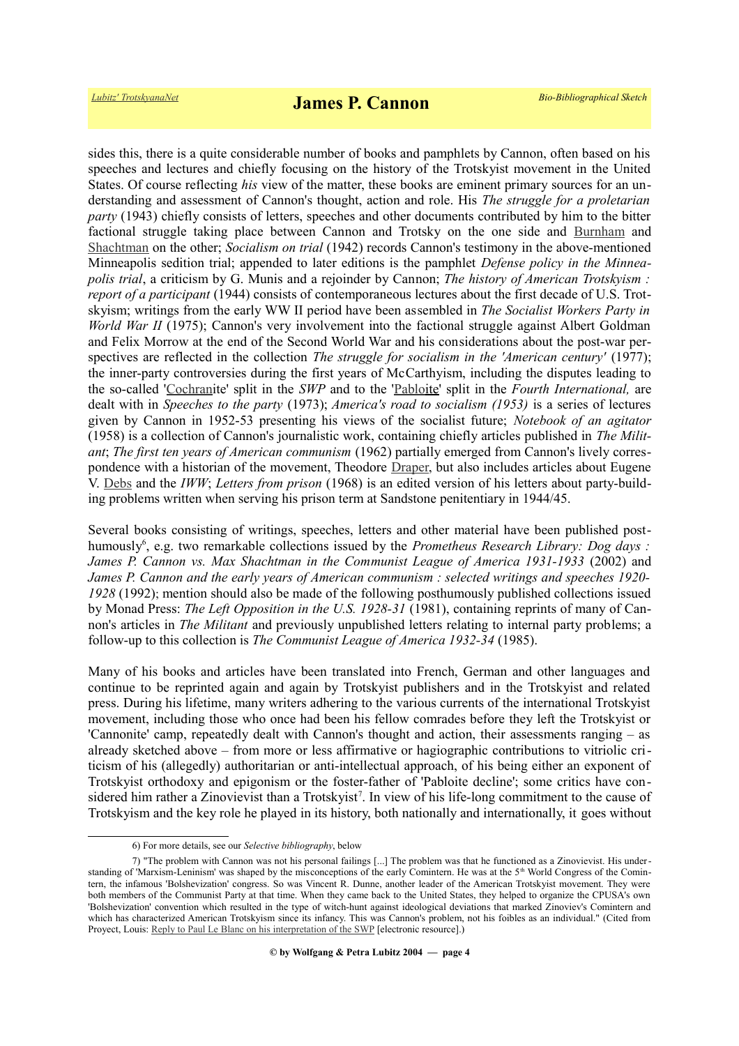sides this, there is a quite considerable number of books and pamphlets by Cannon, often based on his speeches and lectures and chiefly focusing on the history of the Trotskyist movement in the United States. Of course reflecting *his* view of the matter, these books are eminent primary sources for an understanding and assessment of Cannon's thought, action and role. His *The struggle for a proletarian party* (1943) chiefly consists of letters, speeches and other documents contributed by him to the bitter factional struggle taking place between Cannon and Trotsky on the one side and Burnham and Shachtman on the other; *Socialism on trial* (1942) records Cannon's testimony in the above-mentioned Minneapolis sedition trial; appended to later editions is the pamphlet *Defense policy in the Minneapolis trial*, a criticism by G. Munis and a rejoinder by Cannon; *The history of American Trotskyism : report of a participant* (1944) consists of contemporaneous lectures about the first decade of U.S. Trotskyism; writings from the early WW II period have been assembled in *The Socialist Workers Party in World War II* (1975); Cannon's very involvement into the factional struggle against Albert Goldman and Felix Morrow at the end of the Second World War and his considerations about the post-war perspectives are reflected in the collection *The struggle for socialism in the 'American century'* (1977); the inner-party controversies during the first years of McCarthyism, including the disputes leading to the so-called 'Cochranite' split in the *SWP* and to the 'Pabloite' split in the *Fourth International,* are dealt with in *Speeches to the party* (1973); *America's road to socialism (1953)* is a series of lectures given by Cannon in 1952-53 presenting his views of the socialist future; *Notebook of an agitator* (1958) is a collection of Cannon's journalistic work, containing chiefly articles published in *The Militant*; *The first ten years of American communism* (1962) partially emerged from Cannon's lively correspondence with a historian of the movement, Theodore Draper, but also includes articles about Eugene V. Debs and the *IWW*; *Letters from prison* (1968) is an edited version of his letters about party-building problems written when serving his prison term at Sandstone penitentiary in 1944/45.

Several books consisting of writings, speeches, letters and other material have been published posthumously[6], e.g. two remarkable collections issued by the *Prometheus Research Library: Dog days : James P. Cannon vs. Max Shachtman in the Communist League of America 1931-1933* (2002) and *James P. Cannon and the early years of American communism : selected writings and speeches 1920-1928* (1992); mention should also be made of the following posthumously published collections issued by Monad Press: *The Left Opposition in the U.S. 1928-31* (1981), containing reprints of many of Cannon's articles in *The Militant* and previously unpublished letters relating to internal party problems; a follow-up to this collection is *The Communist League of America 1932-34* (1985).

Many of his books and articles have been translated into French, German and other languages and continue to be reprinted again and again by Trotskyist publishers and in the Trotskyist and related press. During his lifetime, many writers adhering to the various currents of the international Trotskyist movement, including those who once had been his fellow comrades before they left the Trotskyist or 'Cannonite' camp, repeatedly dealt with Cannon's thought and action, their assessments ranging – as already sketched above – from more or less affirmative or hagiographic contributions to vitriolic criticism of his (allegedly) authoritarian or anti-intellectual approach, of his being either an exponent of Trotskyist orthodoxy and epigonism or the foster-father of 'Pabloite decline'; some critics have considered him rather a Zinovievist than a Trotskyist[7]. In view of his life-long commitment to the cause of Trotskyism and the key role he played in its history, both nationally and internationally, it goes without

6) For more details, see our *Selective bibliography*, below

7) "The problem with Cannon was not his personal failings [...] The problem was that he functioned as a Zinovievist. His understanding of 'Marxism-Leninism' was shaped by the misconceptions of the early Comintern. He was at the 5th World Congress of the Comintern, the infamous 'Bolshevization' congress. So was Vincent R. Dunne, another leader of the American Trotskyist movement. They were both members of the Communist Party at that time. When they came back to the United States, they helped to organize the CPUSA's own 'Bolshevization' convention which resulted in the type of witch-hunt against ideological deviations that marked Zinoviev's Comintern and which has characterized American Trotskyism since its infancy. This was Cannon's problem, not his foibles as an individual." (Cited from Proyect, Louis: Reply to Paul Le Blanc on his interpretation of the SWP [electronic resource].)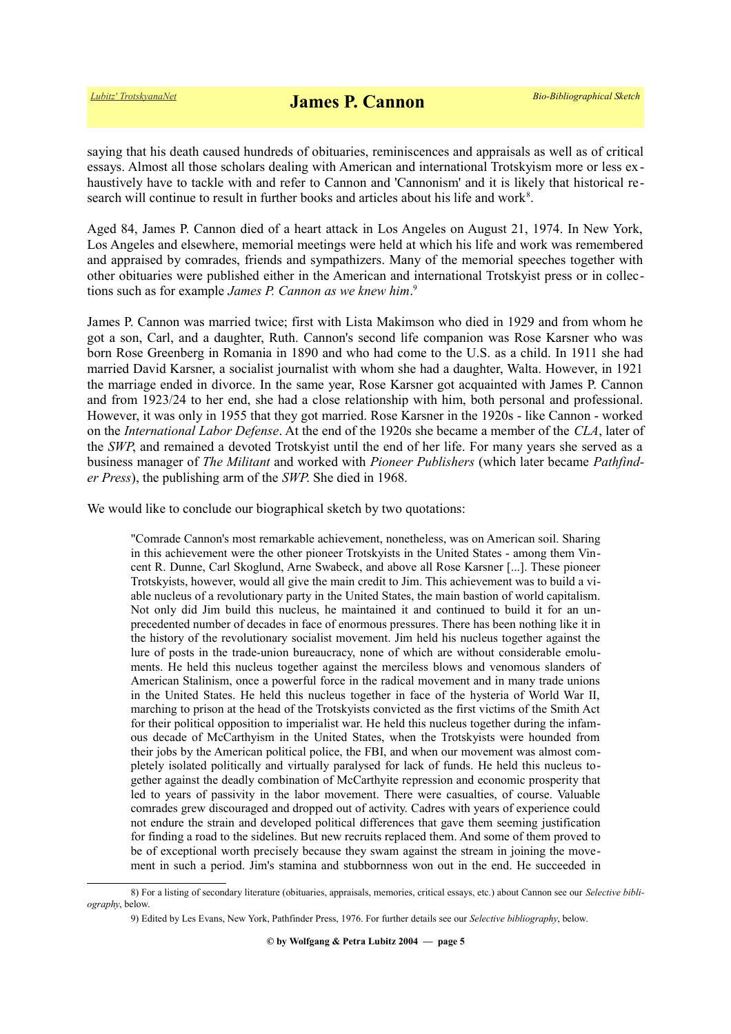saying that his death caused hundreds of obituaries, reminiscences and appraisals as well as of critical essays. Almost all those scholars dealing with American and international Trotskyism more or less exhaustively have to tackle with and refer to Cannon and 'Cannonism' and it is likely that historical research will continue to result in further books and articles about his life and work[8].

Aged 84, James P. Cannon died of a heart attack in Los Angeles on August 21, 1974. In New York, Los Angeles and elsewhere, memorial meetings were held at which his life and work was remembered and appraised by comrades, friends and sympathizers. Many of the memorial speeches together with other obituaries were published either in the American and international Trotskyist press or in collections such as for example *James P. Cannon as we knew him*.[9]

James P. Cannon was married twice; first with Lista Makimson who died in 1929 and from whom he got a son, Carl, and a daughter, Ruth. Cannon's second life companion was Rose Karsner who was born Rose Greenberg in Romania in 1890 and who had come to the U.S. as a child. In 1911 she had married David Karsner, a socialist journalist with whom she had a daughter, Walta. However, in 1921 the marriage ended in divorce. In the same year, Rose Karsner got acquainted with James P. Cannon and from 1923/24 to her end, she had a close relationship with him, both personal and professional. However, it was only in 1955 that they got married. Rose Karsner in the 1920s - like Cannon - worked on the *International Labor Defense*. At the end of the 1920s she became a member of the *CLA*, later of the *SWP*, and remained a devoted Trotskyist until the end of her life. For many years she served as a business manager of *The Militant* and worked with *Pioneer Publishers* (which later became *Pathfinder Press*), the publishing arm of the *SWP*. She died in 1968.

We would like to conclude our biographical sketch by two quotations:

> "Comrade Cannon's most remarkable achievement, nonetheless, was on American soil. Sharing in this achievement were the other pioneer Trotskyists in the United States - among them Vincent R. Dunne, Carl Skoglund, Arne Swabeck, and above all Rose Karsner [...]. These pioneer Trotskyists, however, would all give the main credit to Jim. This achievement was to build a viable nucleus of a revolutionary party in the United States, the main bastion of world capitalism. Not only did Jim build this nucleus, he maintained it and continued to build it for an unprecedented number of decades in face of enormous pressures. There has been nothing like it in the history of the revolutionary socialist movement. Jim held his nucleus together against the lure of posts in the trade-union bureaucracy, none of which are without considerable emoluments. He held this nucleus together against the merciless blows and venomous slanders of American Stalinism, once a powerful force in the radical movement and in many trade unions in the United States. He held this nucleus together in face of the hysteria of World War II, marching to prison at the head of the Trotskyists convicted as the first victims of the Smith Act for their political opposition to imperialist war. He held this nucleus together during the infamous decade of McCarthyism in the United States, when the Trotskyists were hounded from their jobs by the American political police, the FBI, and when our movement was almost completely isolated politically and virtually paralysed for lack of funds. He held this nucleus together against the deadly combination of McCarthyite repression and economic prosperity that led to years of passivity in the labor movement. There were casualties, of course. Valuable comrades grew discouraged and dropped out of activity. Cadres with years of experience could not endure the strain and developed political differences that gave them seeming justification for finding a road to the sidelines. But new recruits replaced them. And some of them proved to be of exceptional worth precisely because they swam against the stream in joining the movement in such a period. Jim's stamina and stubbornness won out in the end. He succeeded in

8) For a listing of secondary literature (obituaries, appraisals, memories, critical essays, etc.) about Cannon see our *Selective bibliography*, below.

9) Edited by Les Evans, New York, Pathfinder Press, 1976. For further details see our *Selective bibliography*, below.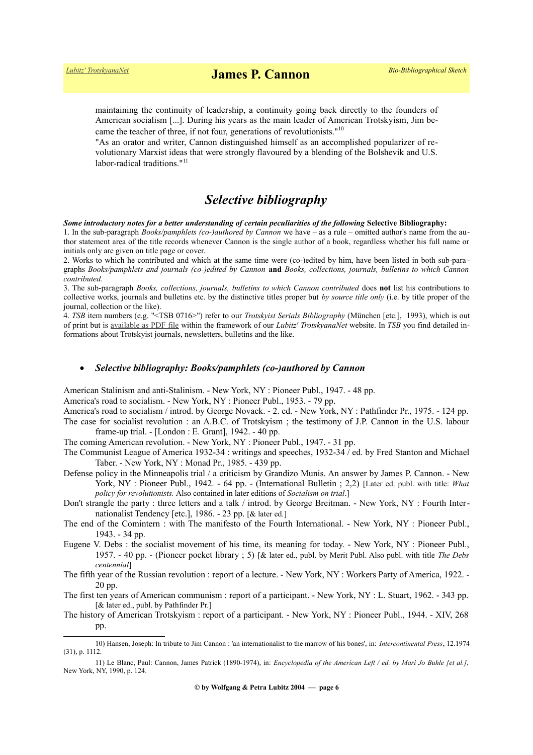maintaining the continuity of leadership, a continuity going back directly to the founders of American socialism [...]. During his years as the main leader of American Trotskyism, Jim became the teacher of three, if not four, generations of revolutionists."[10]

"As an orator and writer, Cannon distinguished himself as an accomplished popularizer of revolutionary Marxist ideas that were strongly flavoured by a blending of the Bolshevik and U.S. labor-radical traditions."[11]

## *Selective bibliography*

***Some introductory notes for a better understanding of certain peculiarities of the following* Selective Bibliography:**

1. In the sub-paragraph *Books/pamphlets (co-)authored by Cannon* we have – as a rule – omitted author's name from the author statement area of the title records whenever Cannon is the single author of a book, regardless whether his full name or initials only are given on title page or cover.
2. Works to which he contributed and which at the same time were (co-)edited by him, have been listed in both sub-paragraphs *Books/pamphlets and journals (co-)edited by Cannon* **and** *Books, collections, journals, bulletins to which Cannon contributed*.
3. The sub-paragraph *Books, collections, journals, bulletins to which Cannon contributed* does **not** list his contributions to collective works, journals and bulletins etc. by the distinctive titles proper but *by source title only* (i.e. by title proper of the journal, collection or the like).
4. *TSB* item numbers (e.g. "<TSB 0716>") refer to our *Trotskyist Serials Bibliography* (München [etc.], 1993), which is out of print but is available as PDF file within the framework of our *Lubitz' TrotskyanaNet* website. In *TSB* you find detailed informations about Trotskyist journals, newsletters, bulletins and the like.

- ***Selective bibliography: Books/pamphlets (co-)authored by Cannon***

American Stalinism and anti-Stalinism. - New York, NY : Pioneer Publ., 1947. - 48 pp.

America's road to socialism. - New York, NY : Pioneer Publ., 1953. - 79 pp.

America's road to socialism / introd. by George Novack. - 2. ed. - New York, NY : Pathfinder Pr., 1975. - 124 pp.

The case for socialist revolution : an A.B.C. of Trotskyism ; the testimony of J.P. Cannon in the U.S. labour frame-up trial. - [London : E. Grant], 1942. - 40 pp.

The coming American revolution. - New York, NY : Pioneer Publ., 1947. - 31 pp.

The Communist League of America 1932-34 : writings and speeches, 1932-34 / ed. by Fred Stanton and Michael Taber. - New York, NY : Monad Pr., 1985. - 439 pp.

Defense policy in the Minneapolis trial / a criticism by Grandizo Munis. An answer by James P. Cannon. - New York, NY : Pioneer Publ., 1942. - 64 pp. - (International Bulletin ; 2,2) [Later ed. publ. with title: *What policy for revolutionists.* Also contained in later editions of *Socialism on trial*.]

Don't strangle the party : three letters and a talk / introd. by George Breitman. - New York, NY : Fourth Internationalist Tendency [etc.], 1986. - 23 pp. [& later ed.]

The end of the Comintern : with The manifesto of the Fourth International. - New York, NY : Pioneer Publ., 1943. - 34 pp.

Eugene V. Debs : the socialist movement of his time, its meaning for today. - New York, NY : Pioneer Publ., 1957. - 40 pp. - (Pioneer pocket library ; 5) [& later ed., publ. by Merit Publ. Also publ. with title *The Debs centennial*]

The fifth year of the Russian revolution : report of a lecture. - New York, NY : Workers Party of America, 1922. - 20 pp.

The first ten years of American communism : report of a participant. - New York, NY : L. Stuart, 1962. - 343 pp. [& later ed., publ. by Pathfinder Pr.]

The history of American Trotskyism : report of a participant. - New York, NY : Pioneer Publ., 1944. - XIV, 268 pp.

---

10) Hansen, Joseph: In tribute to Jim Cannon : 'an internationalist to the marrow of his bones', in: *Intercontinental Press*, 12.1974 (31), p. 1112.

11) Le Blanc, Paul: Cannon, James Patrick (1890-1974), in: *Encyclopedia of the American Left / ed. by Mari Jo Buhle [et al.],* New York, NY, 1990, p. 124.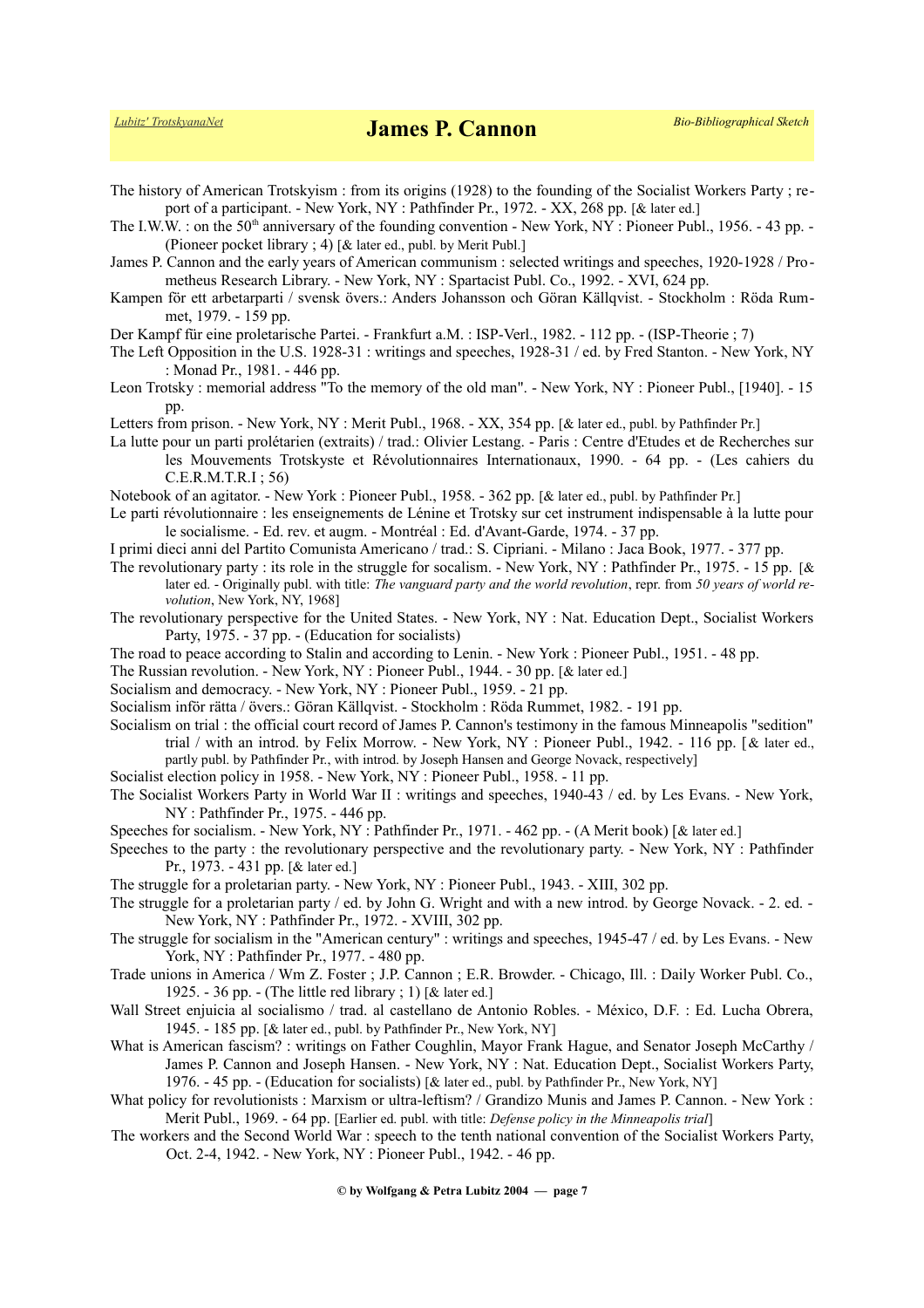The history of American Trotskyism : from its origins (1928) to the founding of the Socialist Workers Party ; report of a participant. - New York, NY : Pathfinder Pr., 1972. - XX, 268 pp. [& later ed.]

The I.W.W. : on the 50th anniversary of the founding convention - New York, NY : Pioneer Publ., 1956. - 43 pp. - (Pioneer pocket library ; 4) [& later ed., publ. by Merit Publ.]

James P. Cannon and the early years of American communism : selected writings and speeches, 1920-1928 / Prometheus Research Library. - New York, NY : Spartacist Publ. Co., 1992. - XVI, 624 pp.

Kampen för ett arbetarparti / svensk övers.: Anders Johansson och Göran Källqvist. - Stockholm : Röda Rummet, 1979. - 159 pp.

Der Kampf für eine proletarische Partei. - Frankfurt a.M. : ISP-Verl., 1982. - 112 pp. - (ISP-Theorie ; 7)

The Left Opposition in the U.S. 1928-31 : writings and speeches, 1928-31 / ed. by Fred Stanton. - New York, NY : Monad Pr., 1981. - 446 pp.

Leon Trotsky : memorial address "To the memory of the old man". - New York, NY : Pioneer Publ., [1940]. - 15 pp.

Letters from prison. - New York, NY : Merit Publ., 1968. - XX, 354 pp. [& later ed., publ. by Pathfinder Pr.]

La lutte pour un parti prolétarien (extraits) / trad.: Olivier Lestang. - Paris : Centre d'Etudes et de Recherches sur les Mouvements Trotskyste et Révolutionnaires Internationaux, 1990. - 64 pp. - (Les cahiers du C.E.R.M.T.R.I ; 56)

Notebook of an agitator. - New York : Pioneer Publ., 1958. - 362 pp. [& later ed., publ. by Pathfinder Pr.]

Le parti révolutionnaire : les enseignements de Lénine et Trotsky sur cet instrument indispensable à la lutte pour le socialisme. - Ed. rev. et augm. - Montréal : Ed. d'Avant-Garde, 1974. - 37 pp.

I primi dieci anni del Partito Comunista Americano / trad.: S. Cipriani. - Milano : Jaca Book, 1977. - 377 pp.

The revolutionary party : its role in the struggle for socalism. - New York, NY : Pathfinder Pr., 1975. - 15 pp. [& later ed. - Originally publ. with title: *The vanguard party and the world revolution*, repr. from *50 years of world revolution*, New York, NY, 1968]

The revolutionary perspective for the United States. - New York, NY : Nat. Education Dept., Socialist Workers Party, 1975. - 37 pp. - (Education for socialists)

The road to peace according to Stalin and according to Lenin. - New York : Pioneer Publ., 1951. - 48 pp.

The Russian revolution. - New York, NY : Pioneer Publ., 1944. - 30 pp. [& later ed.]

Socialism and democracy. - New York, NY : Pioneer Publ., 1959. - 21 pp.

Socialism inför rätta / övers.: Göran Källqvist. - Stockholm : Röda Rummet, 1982. - 191 pp.

Socialism on trial : the official court record of James P. Cannon's testimony in the famous Minneapolis "sedition" trial / with an introd. by Felix Morrow. - New York, NY : Pioneer Publ., 1942. - 116 pp. [& later ed., partly publ. by Pathfinder Pr., with introd. by Joseph Hansen and George Novack, respectively]

Socialist election policy in 1958. - New York, NY : Pioneer Publ., 1958. - 11 pp.

The Socialist Workers Party in World War II : writings and speeches, 1940-43 / ed. by Les Evans. - New York, NY : Pathfinder Pr., 1975. - 446 pp.

Speeches for socialism. - New York, NY : Pathfinder Pr., 1971. - 462 pp. - (A Merit book) [& later ed.]

Speeches to the party : the revolutionary perspective and the revolutionary party. - New York, NY : Pathfinder Pr., 1973. - 431 pp. [& later ed.]

The struggle for a proletarian party. - New York, NY : Pioneer Publ., 1943. - XIII, 302 pp.

The struggle for a proletarian party / ed. by John G. Wright and with a new introd. by George Novack. - 2. ed. - New York, NY : Pathfinder Pr., 1972. - XVIII, 302 pp.

The struggle for socialism in the "American century" : writings and speeches, 1945-47 / ed. by Les Evans. - New York, NY : Pathfinder Pr., 1977. - 480 pp.

Trade unions in America / Wm Z. Foster ; J.P. Cannon ; E.R. Browder. - Chicago, Ill. : Daily Worker Publ. Co., 1925. - 36 pp. - (The little red library ; 1) [& later ed.]

Wall Street enjuicia al socialismo / trad. al castellano de Antonio Robles. - México, D.F. : Ed. Lucha Obrera, 1945. - 185 pp. [& later ed., publ. by Pathfinder Pr., New York, NY]

What is American fascism? : writings on Father Coughlin, Mayor Frank Hague, and Senator Joseph McCarthy / James P. Cannon and Joseph Hansen. - New York, NY : Nat. Education Dept., Socialist Workers Party, 1976. - 45 pp. - (Education for socialists) [& later ed., publ. by Pathfinder Pr., New York, NY]

What policy for revolutionists : Marxism or ultra-leftism? / Grandizo Munis and James P. Cannon. - New York : Merit Publ., 1969. - 64 pp. [Earlier ed. publ. with title: *Defense policy in the Minneapolis trial*]

The workers and the Second World War : speech to the tenth national convention of the Socialist Workers Party, Oct. 2-4, 1942. - New York, NY : Pioneer Publ., 1942. - 46 pp.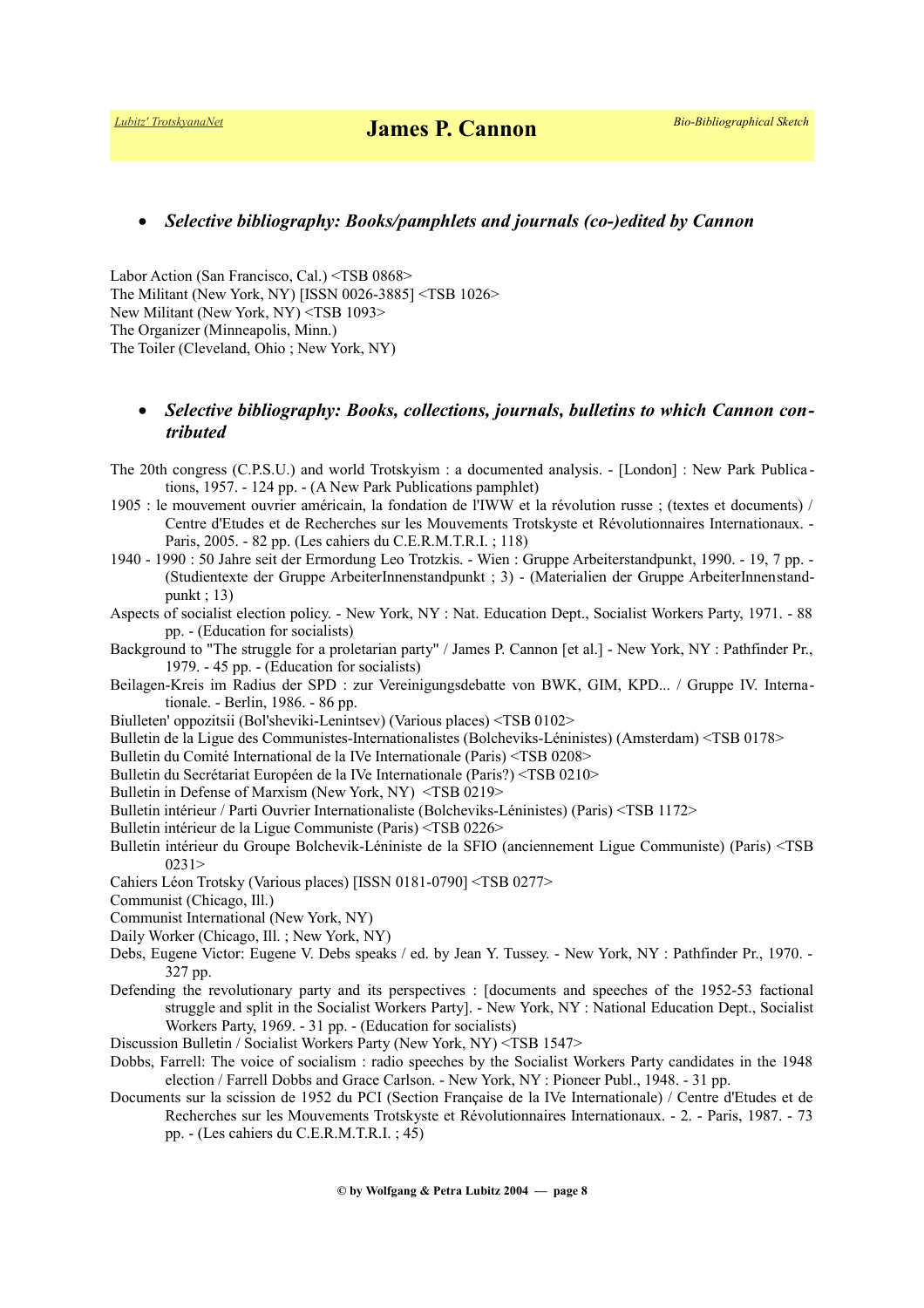- ***Selective bibliography: Books/pamphlets and journals (co-)edited by Cannon***

Labor Action (San Francisco, Cal.) <TSB 0868>
The Militant (New York, NY) [ISSN 0026-3885] <TSB 1026>
New Militant (New York, NY) <TSB 1093>
The Organizer (Minneapolis, Minn.)
The Toiler (Cleveland, Ohio ; New York, NY)

- ***Selective bibliography: Books, collections, journals, bulletins to which Cannon contributed***

The 20th congress (C.P.S.U.) and world Trotskyism : a documented analysis. - [London] : New Park Publications, 1957. - 124 pp. - (A New Park Publications pamphlet)

1905 : le mouvement ouvrier américain, la fondation de l'IWW et la révolution russe ; (textes et documents) / Centre d'Etudes et de Recherches sur les Mouvements Trotskyste et Révolutionnaires Internationaux. - Paris, 2005. - 82 pp. (Les cahiers du C.E.R.M.T.R.I. ; 118)

1940 - 1990 : 50 Jahre seit der Ermordung Leo Trotzkis. - Wien : Gruppe Arbeiterstandpunkt, 1990. - 19, 7 pp. - (Studientexte der Gruppe ArbeiterInnenstandpunkt ; 3) - (Materialien der Gruppe ArbeiterInnenstandpunkt ; 13)

Aspects of socialist election policy. - New York, NY : Nat. Education Dept., Socialist Workers Party, 1971. - 88 pp. - (Education for socialists)

Background to "The struggle for a proletarian party" / James P. Cannon [et al.] - New York, NY : Pathfinder Pr., 1979. - 45 pp. - (Education for socialists)

Beilagen-Kreis im Radius der SPD : zur Vereinigungsdebatte von BWK, GIM, KPD... / Gruppe IV. Internationale. - Berlin, 1986. - 86 pp.

Biulleten' oppozitsii (Bol'sheviki-Lenintsev) (Various places) <TSB 0102>

Bulletin de la Ligue des Communistes-Internationalistes (Bolcheviks-Léninistes) (Amsterdam) <TSB 0178>

Bulletin du Comité International de la IVe Internationale (Paris) <TSB 0208>

Bulletin du Secrétariat Européen de la IVe Internationale (Paris?) <TSB 0210>

Bulletin in Defense of Marxism (New York, NY) <TSB 0219>

Bulletin intérieur / Parti Ouvrier Internationaliste (Bolcheviks-Léninistes) (Paris) <TSB 1172>

Bulletin intérieur de la Ligue Communiste (Paris) <TSB 0226>

Bulletin intérieur du Groupe Bolchevik-Léniniste de la SFIO (anciennement Ligue Communiste) (Paris) <TSB 0231>

Cahiers Léon Trotsky (Various places) [ISSN 0181-0790] <TSB 0277>

Communist (Chicago, Ill.)

Communist International (New York, NY)

Daily Worker (Chicago, Ill. ; New York, NY)

Debs, Eugene Victor: Eugene V. Debs speaks / ed. by Jean Y. Tussey. - New York, NY : Pathfinder Pr., 1970. - 327 pp.

Defending the revolutionary party and its perspectives : [documents and speeches of the 1952-53 factional struggle and split in the Socialist Workers Party]. - New York, NY : National Education Dept., Socialist Workers Party, 1969. - 31 pp. - (Education for socialists)

Discussion Bulletin / Socialist Workers Party (New York, NY) <TSB 1547>

Dobbs, Farrell: The voice of socialism : radio speeches by the Socialist Workers Party candidates in the 1948 election / Farrell Dobbs and Grace Carlson. - New York, NY : Pioneer Publ., 1948. - 31 pp.

Documents sur la scission de 1952 du PCI (Section Française de la IVe Internationale) / Centre d'Etudes et de Recherches sur les Mouvements Trotskyste et Révolutionnaires Internationaux. - 2. - Paris, 1987. - 73 pp. - (Les cahiers du C.E.R.M.T.R.I. ; 45)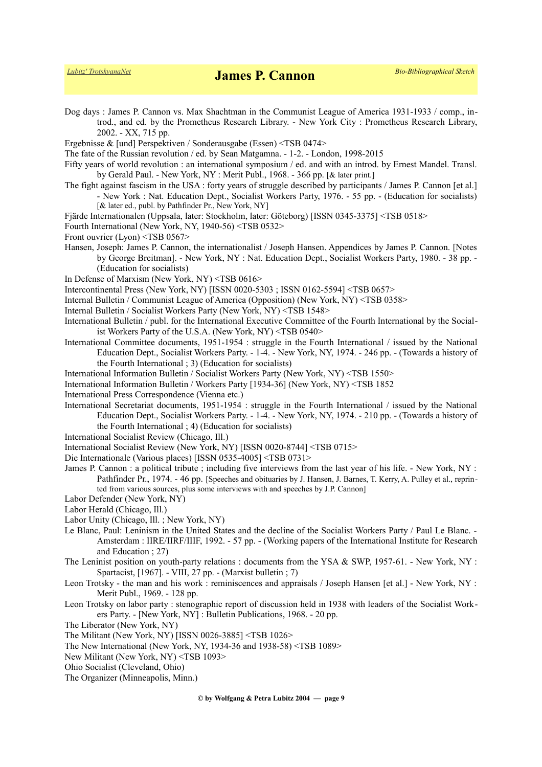Dog days : James P. Cannon vs. Max Shachtman in the Communist League of America 1931-1933 / comp., introd., and ed. by the Prometheus Research Library. - New York City : Prometheus Research Library, 2002. - XX, 715 pp.

Ergebnisse & [und] Perspektiven / Sonderausgabe (Essen) <TSB 0474>

The fate of the Russian revolution / ed. by Sean Matgamna. - 1-2. - London, 1998-2015

Fifty years of world revolution : an international symposium / ed. and with an introd. by Ernest Mandel. Transl. by Gerald Paul. - New York, NY : Merit Publ., 1968. - 366 pp. [& later print.]

The fight against fascism in the USA : forty years of struggle described by participants / James P. Cannon [et al.] - New York : Nat. Education Dept., Socialist Workers Party, 1976. - 55 pp. - (Education for socialists) [& later ed., publ. by Pathfinder Pr., New York, NY]

Fjärde Internationalen (Uppsala, later: Stockholm, later: Göteborg) [ISSN 0345-3375] <TSB 0518>

Fourth International (New York, NY, 1940-56) <TSB 0532>

Front ouvrier (Lyon) <TSB 0567>

Hansen, Joseph: James P. Cannon, the internationalist / Joseph Hansen. Appendices by James P. Cannon. [Notes by George Breitman]. - New York, NY : Nat. Education Dept., Socialist Workers Party, 1980. - 38 pp. - (Education for socialists)

In Defense of Marxism (New York, NY) <TSB 0616>

Intercontinental Press (New York, NY) [ISSN 0020-5303 ; ISSN 0162-5594] <TSB 0657>

Internal Bulletin / Communist League of America (Opposition) (New York, NY) <TSB 0358>

Internal Bulletin / Socialist Workers Party (New York, NY) <TSB 1548>

International Bulletin / publ. for the International Executive Committee of the Fourth International by the Socialist Workers Party of the U.S.A. (New York, NY) <TSB 0540>

International Committee documents, 1951-1954 : struggle in the Fourth International / issued by the National Education Dept., Socialist Workers Party. - 1-4. - New York, NY, 1974. - 246 pp. - (Towards a history of the Fourth International ; 3) (Education for socialists)

International Information Bulletin / Socialist Workers Party (New York, NY) <TSB 1550>

International Information Bulletin / Workers Party [1934-36] (New York, NY) <TSB 1852

International Press Correspondence (Vienna etc.)

International Secretariat documents, 1951-1954 : struggle in the Fourth International / issued by the National Education Dept., Socialist Workers Party. - 1-4. - New York, NY, 1974. - 210 pp. - (Towards a history of the Fourth International ; 4) (Education for socialists)

International Socialist Review (Chicago, Ill.)

International Socialist Review (New York, NY) [ISSN 0020-8744] <TSB 0715>

Die Internationale (Various places) [ISSN 0535-4005] <TSB 0731>

James P. Cannon : a political tribute ; including five interviews from the last year of his life. - New York, NY : Pathfinder Pr., 1974. - 46 pp. [Speeches and obituaries by J. Hansen, J. Barnes, T. Kerry, A. Pulley et al., reprinted from various sources, plus some interviews with and speeches by J.P. Cannon]

Labor Defender (New York, NY)

Labor Herald (Chicago, Ill.)

Labor Unity (Chicago, Ill. ; New York, NY)

Le Blanc, Paul: Leninism in the United States and the decline of the Socialist Workers Party / Paul Le Blanc. - Amsterdam : IIRE/IIRF/IIIF, 1992. - 57 pp. - (Working papers of the International Institute for Research and Education ; 27)

The Leninist position on youth-party relations : documents from the YSA & SWP, 1957-61. - New York, NY : Spartacist, [1967]. - VIII, 27 pp. - (Marxist bulletin ; 7)

Leon Trotsky - the man and his work : reminiscences and appraisals / Joseph Hansen [et al.] - New York, NY : Merit Publ., 1969. - 128 pp.

Leon Trotsky on labor party : stenographic report of discussion held in 1938 with leaders of the Socialist Workers Party. - [New York, NY] : Bulletin Publications, 1968. - 20 pp.

The Liberator (New York, NY)

The Militant (New York, NY) [ISSN 0026-3885] <TSB 1026>

The New International (New York, NY, 1934-36 and 1938-58) <TSB 1089>

New Militant (New York, NY) <TSB 1093>

Ohio Socialist (Cleveland, Ohio)

The Organizer (Minneapolis, Minn.)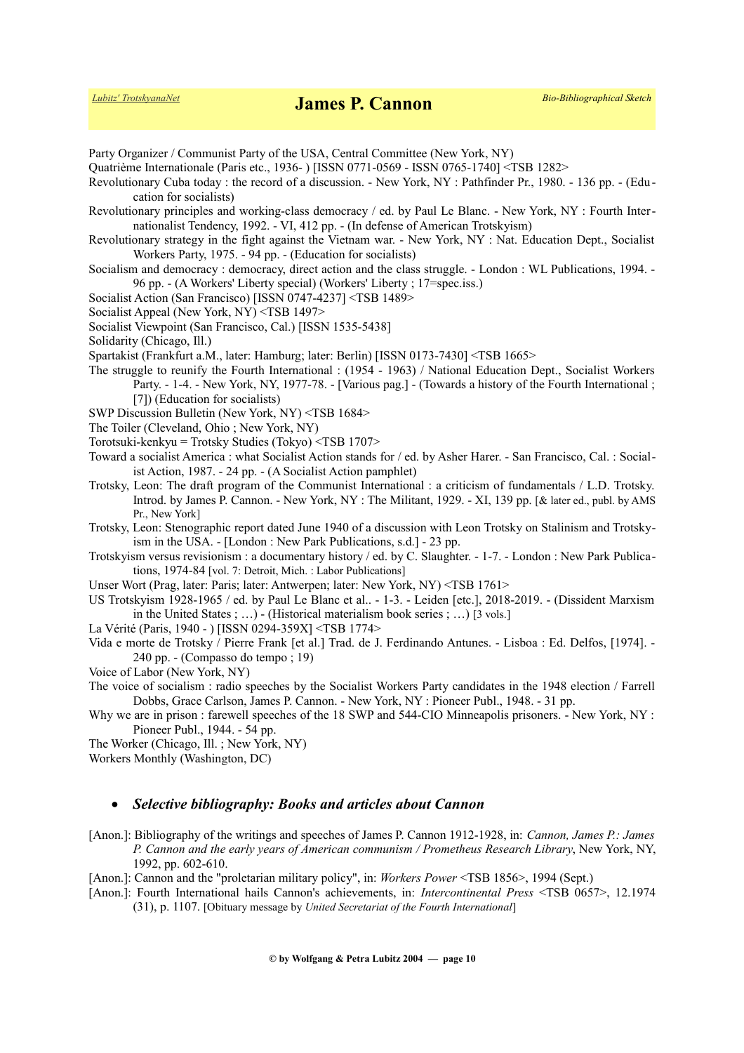Party Organizer / Communist Party of the USA, Central Committee (New York, NY)

Quatrième Internationale (Paris etc., 1936- ) [ISSN 0771-0569 - ISSN 0765-1740] <TSB 1282>

Revolutionary Cuba today : the record of a discussion. - New York, NY : Pathfinder Pr., 1980. - 136 pp. - (Education for socialists)

Revolutionary principles and working-class democracy / ed. by Paul Le Blanc. - New York, NY : Fourth Internationalist Tendency, 1992. - VI, 412 pp. - (In defense of American Trotskyism)

Revolutionary strategy in the fight against the Vietnam war. - New York, NY : Nat. Education Dept., Socialist Workers Party, 1975. - 94 pp. - (Education for socialists)

Socialism and democracy : democracy, direct action and the class struggle. - London : WL Publications, 1994. - 96 pp. - (A Workers' Liberty special) (Workers' Liberty ; 17=spec.iss.)

Socialist Action (San Francisco) [ISSN 0747-4237] <TSB 1489>

Socialist Appeal (New York, NY) <TSB 1497>

Socialist Viewpoint (San Francisco, Cal.) [ISSN 1535-5438]

Solidarity (Chicago, Ill.)

Spartakist (Frankfurt a.M., later: Hamburg; later: Berlin) [ISSN 0173-7430] <TSB 1665>

The struggle to reunify the Fourth International : (1954 - 1963) / National Education Dept., Socialist Workers Party. - 1-4. - New York, NY, 1977-78. - [Various pag.] - (Towards a history of the Fourth International ; [7]) (Education for socialists)

SWP Discussion Bulletin (New York, NY) <TSB 1684>

The Toiler (Cleveland, Ohio ; New York, NY)

Torotsuki-kenkyu = Trotsky Studies (Tokyo) <TSB 1707>

Toward a socialist America : what Socialist Action stands for / ed. by Asher Harer. - San Francisco, Cal. : Socialist Action, 1987. - 24 pp. - (A Socialist Action pamphlet)

Trotsky, Leon: The draft program of the Communist International : a criticism of fundamentals / L.D. Trotsky. Introd. by James P. Cannon. - New York, NY : The Militant, 1929. - XI, 139 pp. [& later ed., publ. by AMS Pr., New York]

Trotsky, Leon: Stenographic report dated June 1940 of a discussion with Leon Trotsky on Stalinism and Trotskyism in the USA. - [London : New Park Publications, s.d.] - 23 pp.

Trotskyism versus revisionism : a documentary history / ed. by C. Slaughter. - 1-7. - London : New Park Publications, 1974-84 [vol. 7: Detroit, Mich. : Labor Publications]

Unser Wort (Prag, later: Paris; later: Antwerpen; later: New York, NY) <TSB 1761>

US Trotskyism 1928-1965 / ed. by Paul Le Blanc et al.. - 1-3. - Leiden [etc.], 2018-2019. - (Dissident Marxism in the United States ; …) - (Historical materialism book series ; …) [3 vols.]

La Vérité (Paris, 1940 - ) [ISSN 0294-359X] <TSB 1774>

Vida e morte de Trotsky / Pierre Frank [et al.] Trad. de J. Ferdinando Antunes. - Lisboa : Ed. Delfos, [1974]. - 240 pp. - (Compasso do tempo ; 19)

Voice of Labor (New York, NY)

The voice of socialism : radio speeches by the Socialist Workers Party candidates in the 1948 election / Farrell Dobbs, Grace Carlson, James P. Cannon. - New York, NY : Pioneer Publ., 1948. - 31 pp.

Why we are in prison : farewell speeches of the 18 SWP and 544-CIO Minneapolis prisoners. - New York, NY : Pioneer Publ., 1944. - 54 pp.

The Worker (Chicago, Ill. ; New York, NY)

Workers Monthly (Washington, DC)

- ***Selective bibliography: Books and articles about Cannon***

[Anon.]: Bibliography of the writings and speeches of James P. Cannon 1912-1928, in: *Cannon, James P.: James P. Cannon and the early years of American communism / Prometheus Research Library*, New York, NY, 1992, pp. 602-610.

[Anon.]: Cannon and the "proletarian military policy", in: *Workers Power* <TSB 1856>, 1994 (Sept.)

[Anon.]: Fourth International hails Cannon's achievements, in: *Intercontinental Press* <TSB 0657>, 12.1974 (31), p. 1107. [Obituary message by *United Secretariat of the Fourth International*]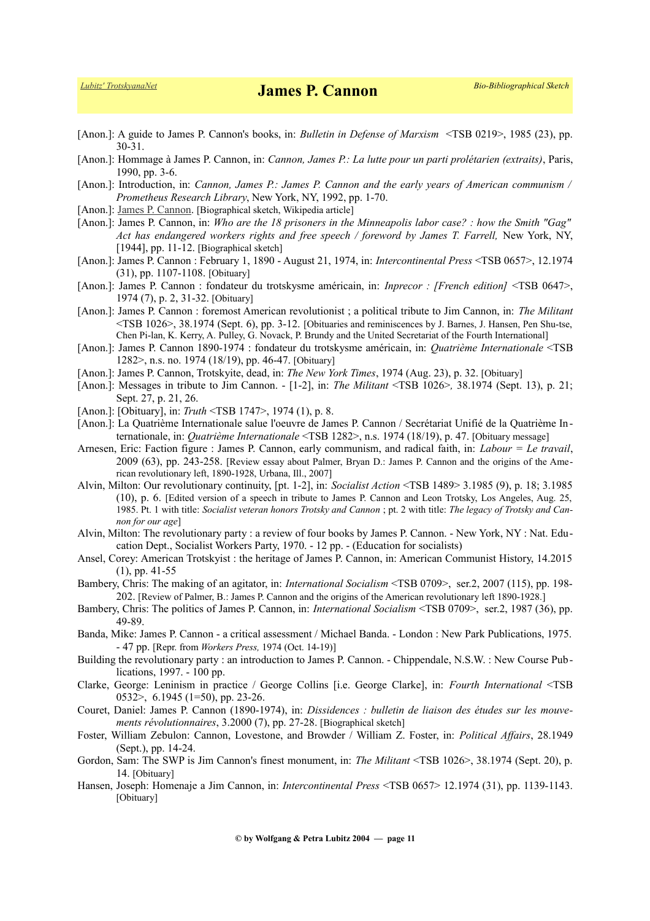[Anon.]: A guide to James P. Cannon's books, in: *Bulletin in Defense of Marxism* <TSB 0219>, 1985 (23), pp. 30-31.

[Anon.]: Hommage à James P. Cannon, in: *Cannon, James P.: La lutte pour un parti prolétarien (extraits)*, Paris, 1990, pp. 3-6.

[Anon.]: Introduction, in: *Cannon, James P.: James P. Cannon and the early years of American communism / Prometheus Research Library*, New York, NY, 1992, pp. 1-70.

[Anon.]: James P. Cannon. [Biographical sketch, Wikipedia article]

[Anon.]: James P. Cannon, in: *Who are the 18 prisoners in the Minneapolis labor case? : how the Smith "Gag" Act has endangered workers rights and free speech / foreword by James T. Farrell,* New York, NY, [1944], pp. 11-12. [Biographical sketch]

[Anon.]: James P. Cannon : February 1, 1890 - August 21, 1974, in: *Intercontinental Press* <TSB 0657>, 12.1974 (31), pp. 1107-1108. [Obituary]

[Anon.]: James P. Cannon : fondateur du trotskysme américain, in: *Inprecor : [French edition]* <TSB 0647>, 1974 (7), p. 2, 31-32. [Obituary]

[Anon.]: James P. Cannon : foremost American revolutionist ; a political tribute to Jim Cannon, in: *The Militant* <TSB 1026>, 38.1974 (Sept. 6), pp. 3-12. [Obituaries and reminiscences by J. Barnes, J. Hansen, Pen Shu-tse, Chen Pi-lan, K. Kerry, A. Pulley, G. Novack, P. Brundy and the United Secretariat of the Fourth International]

[Anon.]: James P. Cannon 1890-1974 : fondateur du trotskysme américain, in: *Quatrième Internationale* <TSB 1282>, n.s. no. 1974 (18/19), pp. 46-47. [Obituary]

[Anon.]: James P. Cannon, Trotskyite, dead, in: *The New York Times*, 1974 (Aug. 23), p. 32. [Obituary]

[Anon.]: Messages in tribute to Jim Cannon. - [1-2], in: *The Militant* <TSB 1026>*,* 38.1974 (Sept. 13), p. 21; Sept. 27, p. 21, 26.

[Anon.]: [Obituary], in: *Truth* <TSB 1747>, 1974 (1), p. 8.

[Anon.]: La Quatrième Internationale salue l'oeuvre de James P. Cannon / Secrétariat Unifié de la Quatrième Internationale, in: *Quatrième Internationale* <TSB 1282>, n.s. 1974 (18/19), p. 47. [Obituary message]

Arnesen, Eric: Faction figure : James P. Cannon, early communism, and radical faith, in: *Labour = Le travail*, 2009 (63), pp. 243-258. [Review essay about Palmer, Bryan D.: James P. Cannon and the origins of the American revolutionary left, 1890-1928, Urbana, Ill., 2007]

Alvin, Milton: Our revolutionary continuity, [pt. 1-2], in: *Socialist Action* <TSB 1489> 3.1985 (9), p. 18; 3.1985 (10), p. 6. [Edited version of a speech in tribute to James P. Cannon and Leon Trotsky, Los Angeles, Aug. 25, 1985. Pt. 1 with title: *Socialist veteran honors Trotsky and Cannon* ; pt. 2 with title: *The legacy of Trotsky and Cannon for our age*]

Alvin, Milton: The revolutionary party : a review of four books by James P. Cannon. - New York, NY : Nat. Education Dept., Socialist Workers Party, 1970. - 12 pp. - (Education for socialists)

Ansel, Corey: American Trotskyist : the heritage of James P. Cannon, in: American Communist History, 14.2015 (1), pp. 41-55

Bambery, Chris: The making of an agitator, in: *International Socialism* <TSB 0709>, ser.2, 2007 (115), pp. 198-202. [Review of Palmer, B.: James P. Cannon and the origins of the American revolutionary left 1890-1928.]

Bambery, Chris: The politics of James P. Cannon, in: *International Socialism* <TSB 0709>, ser.2, 1987 (36), pp. 49-89.

Banda, Mike: James P. Cannon - a critical assessment / Michael Banda. - London : New Park Publications, 1975. - 47 pp. [Repr. from *Workers Press,* 1974 (Oct. 14-19)]

Building the revolutionary party : an introduction to James P. Cannon. - Chippendale, N.S.W. : New Course Publications, 1997. - 100 pp.

Clarke, George: Leninism in practice / George Collins [i.e. George Clarke], in: *Fourth International* <TSB 0532>, 6.1945 (1=50), pp. 23-26.

Couret, Daniel: James P. Cannon (1890-1974), in: *Dissidences : bulletin de liaison des études sur les mouvements révolutionnaires*, 3.2000 (7), pp. 27-28. [Biographical sketch]

Foster, William Zebulon: Cannon, Lovestone, and Browder / William Z. Foster, in: *Political Affairs*, 28.1949 (Sept.), pp. 14-24.

Gordon, Sam: The SWP is Jim Cannon's finest monument, in: *The Militant* <TSB 1026>, 38.1974 (Sept. 20), p. 14. [Obituary]

Hansen, Joseph: Homenaje a Jim Cannon, in: *Intercontinental Press* <TSB 0657> 12.1974 (31), pp. 1139-1143. [Obituary]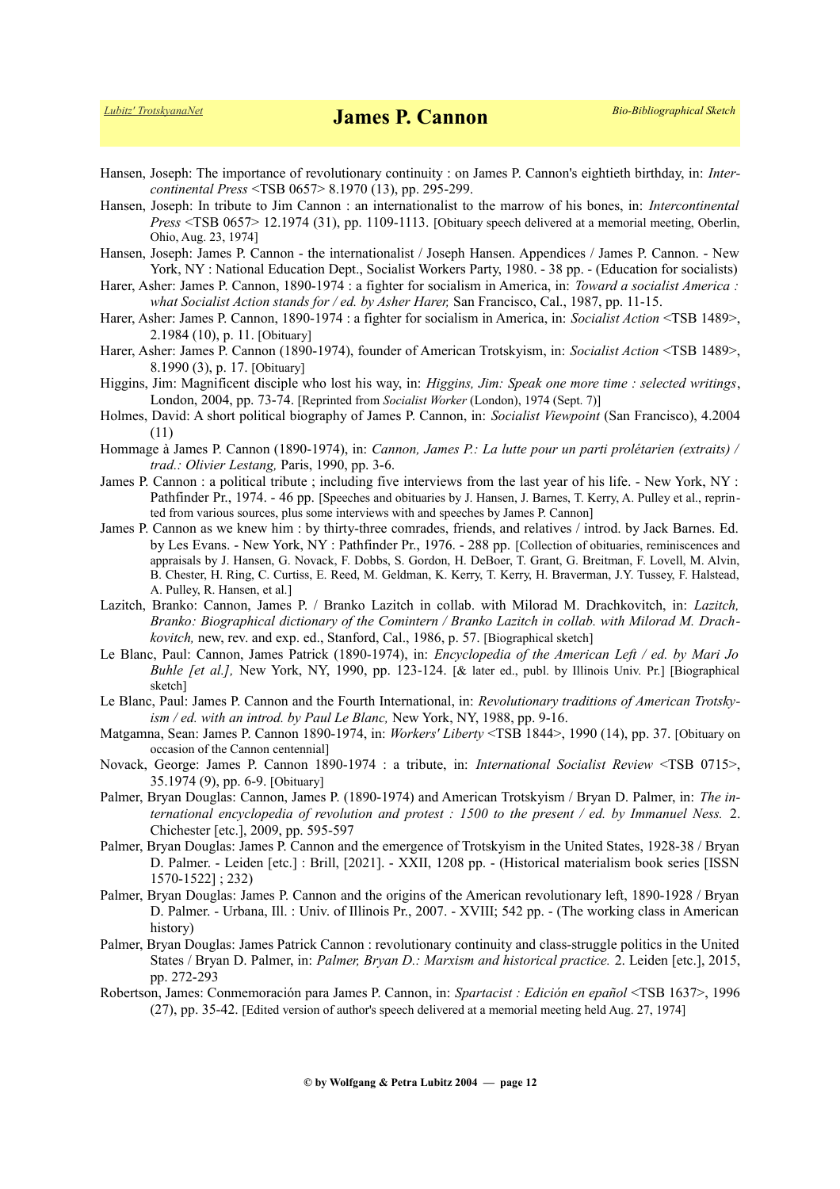Hansen, Joseph: The importance of revolutionary continuity : on James P. Cannon's eightieth birthday, in: *Intercontinental Press* <TSB 0657> 8.1970 (13), pp. 295-299.

Hansen, Joseph: In tribute to Jim Cannon : an internationalist to the marrow of his bones, in: *Intercontinental Press* <TSB 0657> 12.1974 (31), pp. 1109-1113. [Obituary speech delivered at a memorial meeting, Oberlin, Ohio, Aug. 23, 1974]

Hansen, Joseph: James P. Cannon - the internationalist / Joseph Hansen. Appendices / James P. Cannon. - New York, NY : National Education Dept., Socialist Workers Party, 1980. - 38 pp. - (Education for socialists)

Harer, Asher: James P. Cannon, 1890-1974 : a fighter for socialism in America, in: *Toward a socialist America : what Socialist Action stands for / ed. by Asher Harer,* San Francisco, Cal., 1987, pp. 11-15.

Harer, Asher: James P. Cannon, 1890-1974 : a fighter for socialism in America, in: *Socialist Action* <TSB 1489>, 2.1984 (10), p. 11. [Obituary]

Harer, Asher: James P. Cannon (1890-1974), founder of American Trotskyism, in: *Socialist Action* <TSB 1489>, 8.1990 (3), p. 17. [Obituary]

Higgins, Jim: Magnificent disciple who lost his way, in: *Higgins, Jim: Speak one more time : selected writings*, London, 2004, pp. 73-74. [Reprinted from *Socialist Worker* (London), 1974 (Sept. 7)]

Holmes, David: A short political biography of James P. Cannon, in: *Socialist Viewpoint* (San Francisco), 4.2004 (11)

Hommage à James P. Cannon (1890-1974), in: *Cannon, James P.: La lutte pour un parti prolétarien (extraits) / trad.: Olivier Lestang,* Paris, 1990, pp. 3-6.

James P. Cannon : a political tribute ; including five interviews from the last year of his life. - New York, NY : Pathfinder Pr., 1974. - 46 pp. [Speeches and obituaries by J. Hansen, J. Barnes, T. Kerry, A. Pulley et al., reprinted from various sources, plus some interviews with and speeches by James P. Cannon]

James P. Cannon as we knew him : by thirty-three comrades, friends, and relatives / introd. by Jack Barnes. Ed. by Les Evans. - New York, NY : Pathfinder Pr., 1976. - 288 pp. [Collection of obituaries, reminiscences and appraisals by J. Hansen, G. Novack, F. Dobbs, S. Gordon, H. DeBoer, T. Grant, G. Breitman, F. Lovell, M. Alvin, B. Chester, H. Ring, C. Curtiss, E. Reed, M. Geldman, K. Kerry, T. Kerry, H. Braverman, J.Y. Tussey, F. Halstead, A. Pulley, R. Hansen, et al.]

Lazitch, Branko: Cannon, James P. / Branko Lazitch in collab. with Milorad M. Drachkovitch, in: *Lazitch, Branko: Biographical dictionary of the Comintern / Branko Lazitch in collab. with Milorad M. Drachkovitch,* new, rev. and exp. ed., Stanford, Cal., 1986, p. 57. [Biographical sketch]

Le Blanc, Paul: Cannon, James Patrick (1890-1974), in: *Encyclopedia of the American Left / ed. by Mari Jo Buhle [et al.],* New York, NY, 1990, pp. 123-124. [& later ed., publ. by Illinois Univ. Pr.] [Biographical sketch]

Le Blanc, Paul: James P. Cannon and the Fourth International, in: *Revolutionary traditions of American Trotskyism / ed. with an introd. by Paul Le Blanc,* New York, NY, 1988, pp. 9-16.

Matgamna, Sean: James P. Cannon 1890-1974, in: *Workers' Liberty* <TSB 1844>, 1990 (14), pp. 37. [Obituary on occasion of the Cannon centennial]

Novack, George: James P. Cannon 1890-1974 : a tribute, in: *International Socialist Review* <TSB 0715>, 35.1974 (9), pp. 6-9. [Obituary]

Palmer, Bryan Douglas: Cannon, James P. (1890-1974) and American Trotskyism / Bryan D. Palmer, in: *The international encyclopedia of revolution and protest : 1500 to the present / ed. by Immanuel Ness.* 2. Chichester [etc.], 2009, pp. 595-597

Palmer, Bryan Douglas: James P. Cannon and the emergence of Trotskyism in the United States, 1928-38 / Bryan D. Palmer. - Leiden [etc.] : Brill, [2021]. - XXII, 1208 pp. - (Historical materialism book series [ISSN 1570-1522] ; 232)

Palmer, Bryan Douglas: James P. Cannon and the origins of the American revolutionary left, 1890-1928 / Bryan D. Palmer. - Urbana, Ill. : Univ. of Illinois Pr., 2007. - XVIII; 542 pp. - (The working class in American history)

Palmer, Bryan Douglas: James Patrick Cannon : revolutionary continuity and class-struggle politics in the United States / Bryan D. Palmer, in: *Palmer, Bryan D.: Marxism and historical practice.* 2. Leiden [etc.], 2015, pp. 272-293

Robertson, James: Conmemoración para James P. Cannon, in: *Spartacist : Edición en español* <TSB 1637>, 1996 (27), pp. 35-42. [Edited version of author's speech delivered at a memorial meeting held Aug. 27, 1974]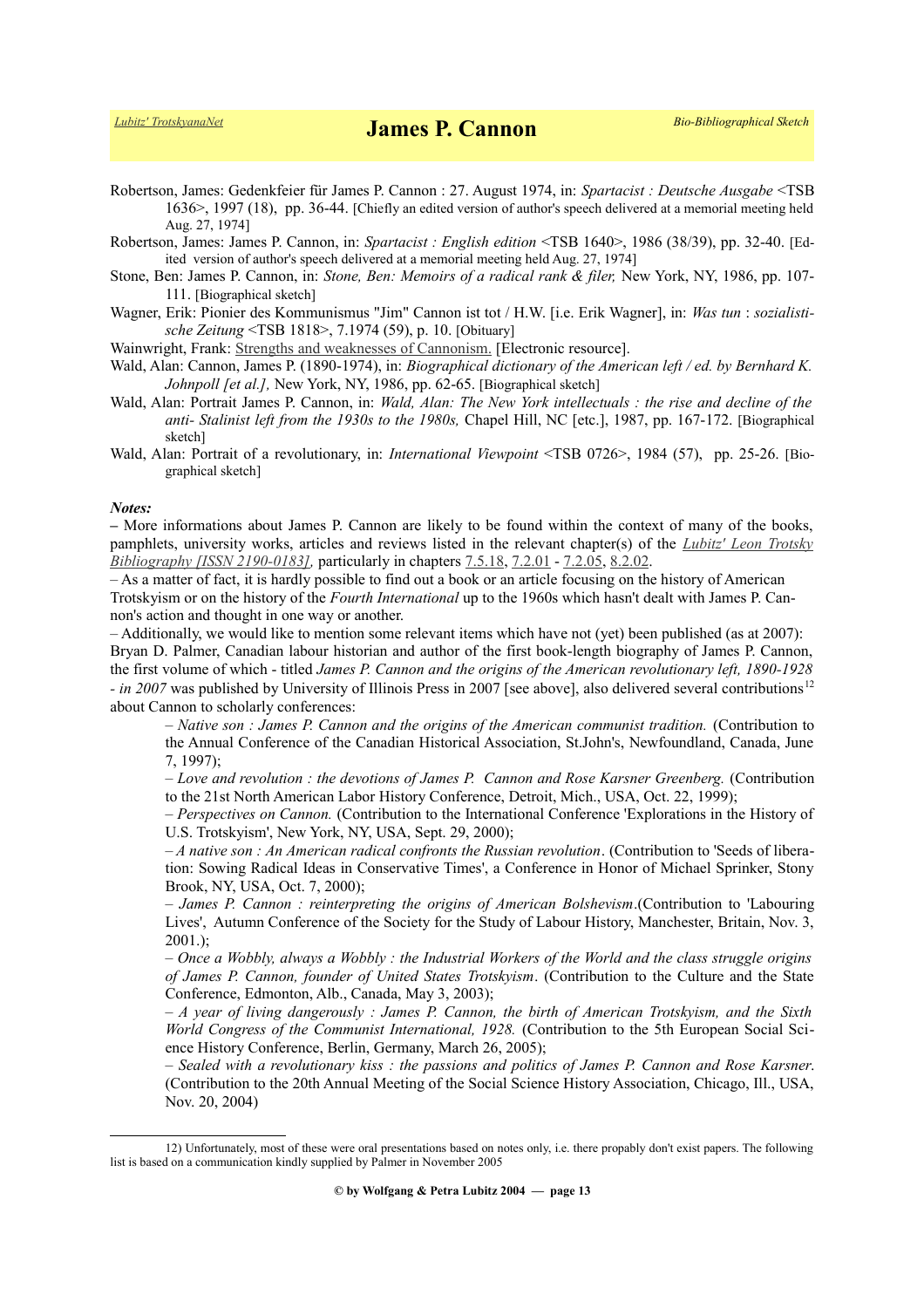Robertson, James: Gedenkfeier für James P. Cannon : 27. August 1974, in: *Spartacist : Deutsche Ausgabe* <TSB 1636>, 1997 (18), pp. 36-44. [Chiefly an edited version of author's speech delivered at a memorial meeting held Aug. 27, 1974]

Robertson, James: James P. Cannon, in: *Spartacist : English edition* <TSB 1640>, 1986 (38/39), pp. 32-40. [Edited version of author's speech delivered at a memorial meeting held Aug. 27, 1974]

Stone, Ben: James P. Cannon, in: *Stone, Ben: Memoirs of a radical rank & filer,* New York, NY, 1986, pp. 107-111. [Biographical sketch]

Wagner, Erik: Pionier des Kommunismus "Jim" Cannon ist tot / H.W. [i.e. Erik Wagner], in: *Was tun : sozialistische Zeitung* <TSB 1818>, 7.1974 (59), p. 10. [Obituary]

Wainwright, Frank: Strengths and weaknesses of Cannonism. [Electronic resource].

Wald, Alan: Cannon, James P. (1890-1974), in: *Biographical dictionary of the American left / ed. by Bernhard K. Johnpoll [et al.],* New York, NY, 1986, pp. 62-65. [Biographical sketch]

Wald, Alan: Portrait James P. Cannon, in: *Wald, Alan: The New York intellectuals : the rise and decline of the anti- Stalinist left from the 1930s to the 1980s,* Chapel Hill, NC [etc.], 1987, pp. 167-172. [Biographical sketch]

Wald, Alan: Portrait of a revolutionary, in: *International Viewpoint* <TSB 0726>, 1984 (57), pp. 25-26. [Biographical sketch]

***Notes:***

– More informations about James P. Cannon are likely to be found within the context of many of the books, pamphlets, university works, articles and reviews listed in the relevant chapter(s) of the *Lubitz' Leon Trotsky Bibliography [ISSN 2190-0183],* particularly in chapters 7.5.18, 7.2.01 - 7.2.05, 8.2.02.

– As a matter of fact, it is hardly possible to find out a book or an article focusing on the history of American Trotskyism or on the history of the *Fourth International* up to the 1960s which hasn't dealt with James P. Cannon's action and thought in one way or another.

– Additionally, we would like to mention some relevant items which have not (yet) been published (as at 2007): Bryan D. Palmer, Canadian labour historian and author of the first book-length biography of James P. Cannon, the first volume of which - titled *James P. Cannon and the origins of the American revolutionary left, 1890-1928 - in 2007* was published by University of Illinois Press in 2007 [see above], also delivered several contributions[12] about Cannon to scholarly conferences:

– *Native son : James P. Cannon and the origins of the American communist tradition.* (Contribution to the Annual Conference of the Canadian Historical Association, St.John's, Newfoundland, Canada, June 7, 1997);

– *Love and revolution : the devotions of James P. Cannon and Rose Karsner Greenberg.* (Contribution to the 21st North American Labor History Conference, Detroit, Mich., USA, Oct. 22, 1999);

– *Perspectives on Cannon.* (Contribution to the International Conference 'Explorations in the History of U.S. Trotskyism', New York, NY, USA, Sept. 29, 2000);

– *A native son : An American radical confronts the Russian revolution*. (Contribution to 'Seeds of liberation: Sowing Radical Ideas in Conservative Times', a Conference in Honor of Michael Sprinker, Stony Brook, NY, USA, Oct. 7, 2000);

– *James P. Cannon : reinterpreting the origins of American Bolshevism*.(Contribution to 'Labouring Lives', Autumn Conference of the Society for the Study of Labour History, Manchester, Britain, Nov. 3, 2001.);

– *Once a Wobbly, always a Wobbly : the Industrial Workers of the World and the class struggle origins of James P. Cannon, founder of United States Trotskyism*. (Contribution to the Culture and the State Conference, Edmonton, Alb., Canada, May 3, 2003);

– *A year of living dangerously : James P. Cannon, the birth of American Trotskyism, and the Sixth World Congress of the Communist International, 1928.* (Contribution to the 5th European Social Science History Conference, Berlin, Germany, March 26, 2005);

– *Sealed with a revolutionary kiss : the passions and politics of James P. Cannon and Rose Karsner*. (Contribution to the 20th Annual Meeting of the Social Science History Association, Chicago, Ill., USA, Nov. 20, 2004)

---

12) Unfortunately, most of these were oral presentations based on notes only, i.e. there propably don't exist papers. The following list is based on a communication kindly supplied by Palmer in November 2005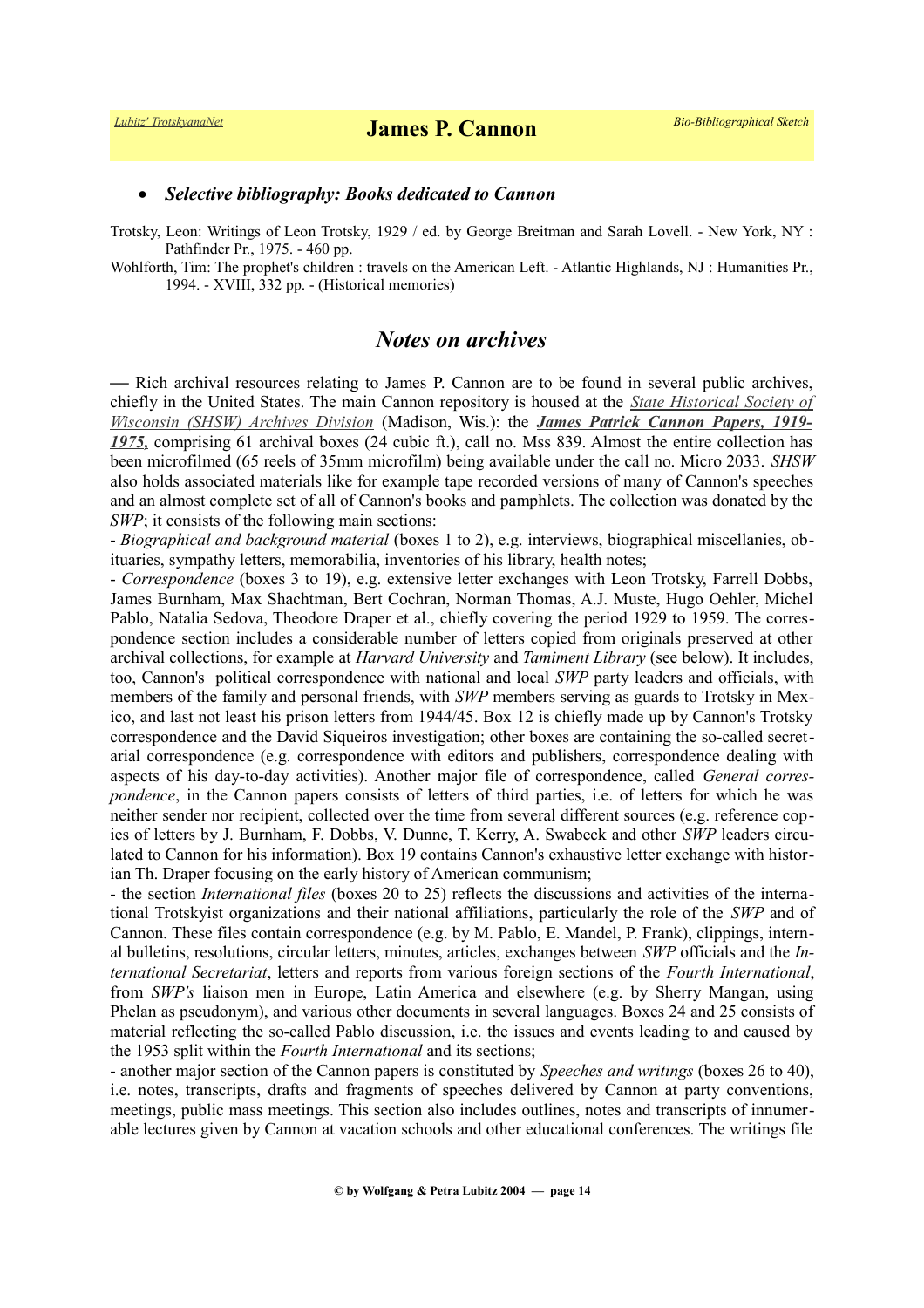- ***Selective bibliography: Books dedicated to Cannon***

Trotsky, Leon: Writings of Leon Trotsky, 1929 / ed. by George Breitman and Sarah Lovell. - New York, NY : Pathfinder Pr., 1975. - 460 pp.

Wohlforth, Tim: The prophet's children : travels on the American Left. - Atlantic Highlands, NJ : Humanities Pr., 1994. - XVIII, 332 pp. - (Historical memories)

## *Notes on archives*

— Rich archival resources relating to James P. Cannon are to be found in several public archives, chiefly in the United States. The main Cannon repository is housed at the *State Historical Society of Wisconsin (SHSW) Archives Division* (Madison, Wis.): the ***James Patrick Cannon Papers, 1919-1975,*** comprising 61 archival boxes (24 cubic ft.), call no. Mss 839. Almost the entire collection has been microfilmed (65 reels of 35mm microfilm) being available under the call no. Micro 2033. *SHSW* also holds associated materials like for example tape recorded versions of many of Cannon's speeches and an almost complete set of all of Cannon's books and pamphlets. The collection was donated by the *SWP*; it consists of the following main sections:

- *Biographical and background material* (boxes 1 to 2), e.g. interviews, biographical miscellanies, obituaries, sympathy letters, memorabilia, inventories of his library, health notes;

- *Correspondence* (boxes 3 to 19), e.g. extensive letter exchanges with Leon Trotsky, Farrell Dobbs, James Burnham, Max Shachtman, Bert Cochran, Norman Thomas, A.J. Muste, Hugo Oehler, Michel Pablo, Natalia Sedova, Theodore Draper et al., chiefly covering the period 1929 to 1959. The correspondence section includes a considerable number of letters copied from originals preserved at other archival collections, for example at *Harvard University* and *Tamiment Library* (see below). It includes, too, Cannon's political correspondence with national and local *SWP* party leaders and officials, with members of the family and personal friends, with *SWP* members serving as guards to Trotsky in Mexico, and last not least his prison letters from 1944/45. Box 12 is chiefly made up by Cannon's Trotsky correspondence and the David Siqueiros investigation; other boxes are containing the so-called secretarial correspondence (e.g. correspondence with editors and publishers, correspondence dealing with aspects of his day-to-day activities). Another major file of correspondence, called *General correspondence*, in the Cannon papers consists of letters of third parties, i.e. of letters for which he was neither sender nor recipient, collected over the time from several different sources (e.g. reference copies of letters by J. Burnham, F. Dobbs, V. Dunne, T. Kerry, A. Swabeck and other *SWP* leaders circulated to Cannon for his information). Box 19 contains Cannon's exhaustive letter exchange with historian Th. Draper focusing on the early history of American communism;

- the section *International files* (boxes 20 to 25) reflects the discussions and activities of the international Trotskyist organizations and their national affiliations, particularly the role of the *SWP* and of Cannon. These files contain correspondence (e.g. by M. Pablo, E. Mandel, P. Frank), clippings, internal bulletins, resolutions, circular letters, minutes, articles, exchanges between *SWP* officials and the *International Secretariat*, letters and reports from various foreign sections of the *Fourth International*, from *SWP's* liaison men in Europe, Latin America and elsewhere (e.g. by Sherry Mangan, using Phelan as pseudonym), and various other documents in several languages. Boxes 24 and 25 consists of material reflecting the so-called Pablo discussion, i.e. the issues and events leading to and caused by the 1953 split within the *Fourth International* and its sections;

- another major section of the Cannon papers is constituted by *Speeches and writings* (boxes 26 to 40), i.e. notes, transcripts, drafts and fragments of speeches delivered by Cannon at party conventions, meetings, public mass meetings. This section also includes outlines, notes and transcripts of innumerable lectures given by Cannon at vacation schools and other educational conferences. The writings file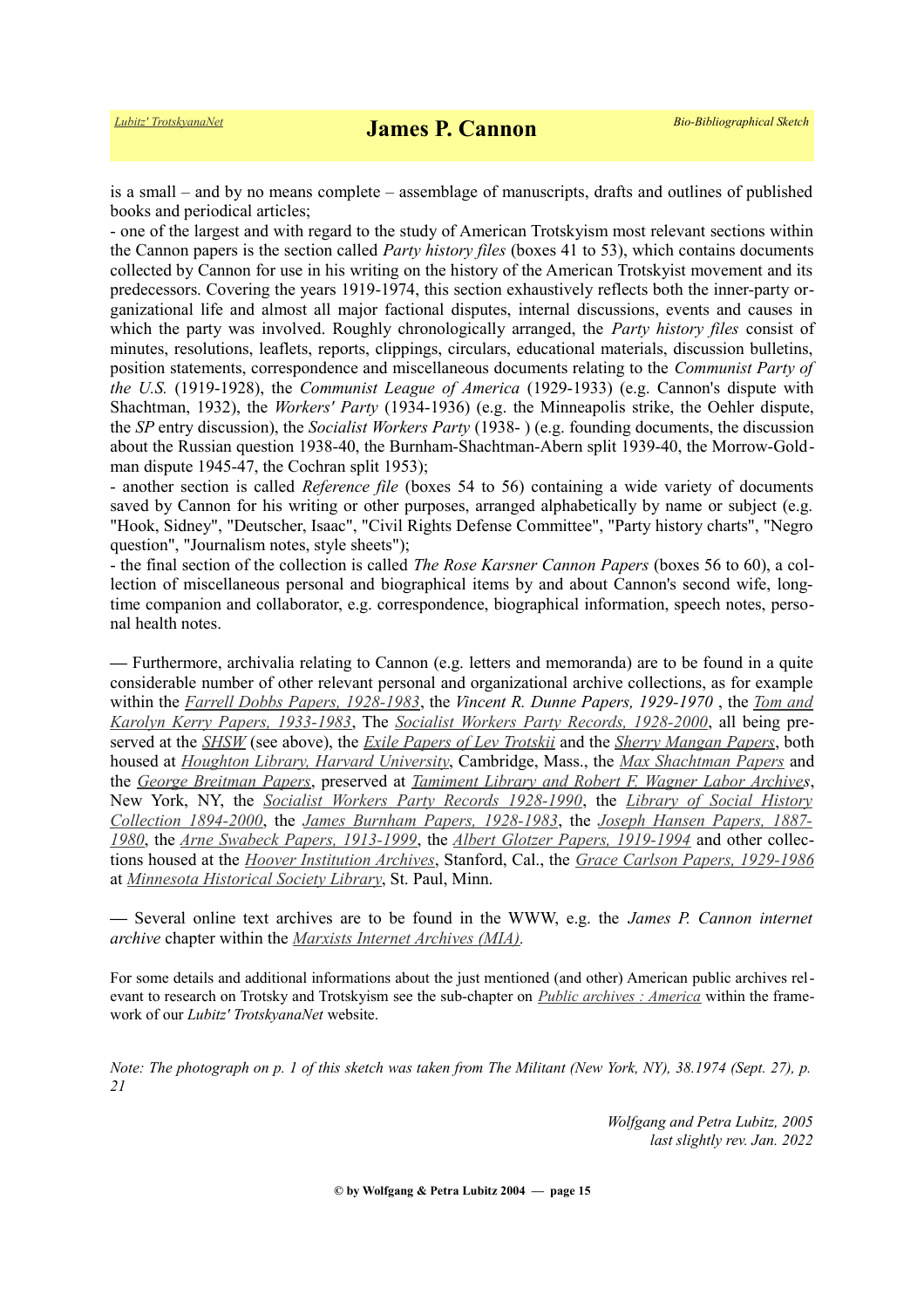is a small – and by no means complete – assemblage of manuscripts, drafts and outlines of published books and periodical articles;

- one of the largest and with regard to the study of American Trotskyism most relevant sections within the Cannon papers is the section called *Party history files* (boxes 41 to 53), which contains documents collected by Cannon for use in his writing on the history of the American Trotskyist movement and its predecessors. Covering the years 1919-1974, this section exhaustively reflects both the inner-party organizational life and almost all major factional disputes, internal discussions, events and causes in which the party was involved. Roughly chronologically arranged, the *Party history files* consist of minutes, resolutions, leaflets, reports, clippings, circulars, educational materials, discussion bulletins, position statements, correspondence and miscellaneous documents relating to the *Communist Party of the U.S.* (1919-1928), the *Communist League of America* (1929-1933) (e.g. Cannon's dispute with Shachtman, 1932), the *Workers' Party* (1934-1936) (e.g. the Minneapolis strike, the Oehler dispute, the *SP* entry discussion), the *Socialist Workers Party* (1938- ) (e.g. founding documents, the discussion about the Russian question 1938-40, the Burnham-Shachtman-Abern split 1939-40, the Morrow-Goldman dispute 1945-47, the Cochran split 1953);
- another section is called *Reference file* (boxes 54 to 56) containing a wide variety of documents saved by Cannon for his writing or other purposes, arranged alphabetically by name or subject (e.g. "Hook, Sidney", "Deutscher, Isaac", "Civil Rights Defense Committee", "Party history charts", "Negro question", "Journalism notes, style sheets");
- the final section of the collection is called *The Rose Karsner Cannon Papers* (boxes 56 to 60), a collection of miscellaneous personal and biographical items by and about Cannon's second wife, longtime companion and collaborator, e.g. correspondence, biographical information, speech notes, personal health notes.

— Furthermore, archivalia relating to Cannon (e.g. letters and memoranda) are to be found in a quite considerable number of other relevant personal and organizational archive collections, as for example within the *Farrell Dobbs Papers, 1928-1983*, the *Vincent R. Dunne Papers, 1929-1970* , the *Tom and Karolyn Kerry Papers, 1933-1983*, The *Socialist Workers Party Records, 1928-2000*, all being preserved at the *SHSW* (see above), the *Exile Papers of Lev Trotskii* and the *Sherry Mangan Papers*, both housed at *Houghton Library, Harvard University*, Cambridge, Mass., the *Max Shachtman Papers* and the *George Breitman Papers*, preserved at *Tamiment Library and Robert F. Wagner Labor Archives*, New York, NY, the *Socialist Workers Party Records 1928-1990*, the *Library of Social History Collection 1894-2000*, the *James Burnham Papers, 1928-1983*, the *Joseph Hansen Papers, 1887-1980*, the *Arne Swabeck Papers, 1913-1999*, the *Albert Glotzer Papers, 1919-1994* and other collections housed at the *Hoover Institution Archives*, Stanford, Cal., the *Grace Carlson Papers, 1929-1986* at *Minnesota Historical Society Library*, St. Paul, Minn.

— Several online text archives are to be found in the WWW, e.g. the *James P. Cannon internet archive* chapter within the *Marxists Internet Archives (MIA)*.

For some details and additional informations about the just mentioned (and other) American public archives relevant to research on Trotsky and Trotskyism see the sub-chapter on *Public archives : America* within the framework of our *Lubitz' TrotskyanaNet* website.

*Note: The photograph on p. 1 of this sketch was taken from The Militant (New York, NY), 38.1974 (Sept. 27), p. 21*

*Wolfgang and Petra Lubitz, 2005*
*last slightly rev. Jan. 2022*